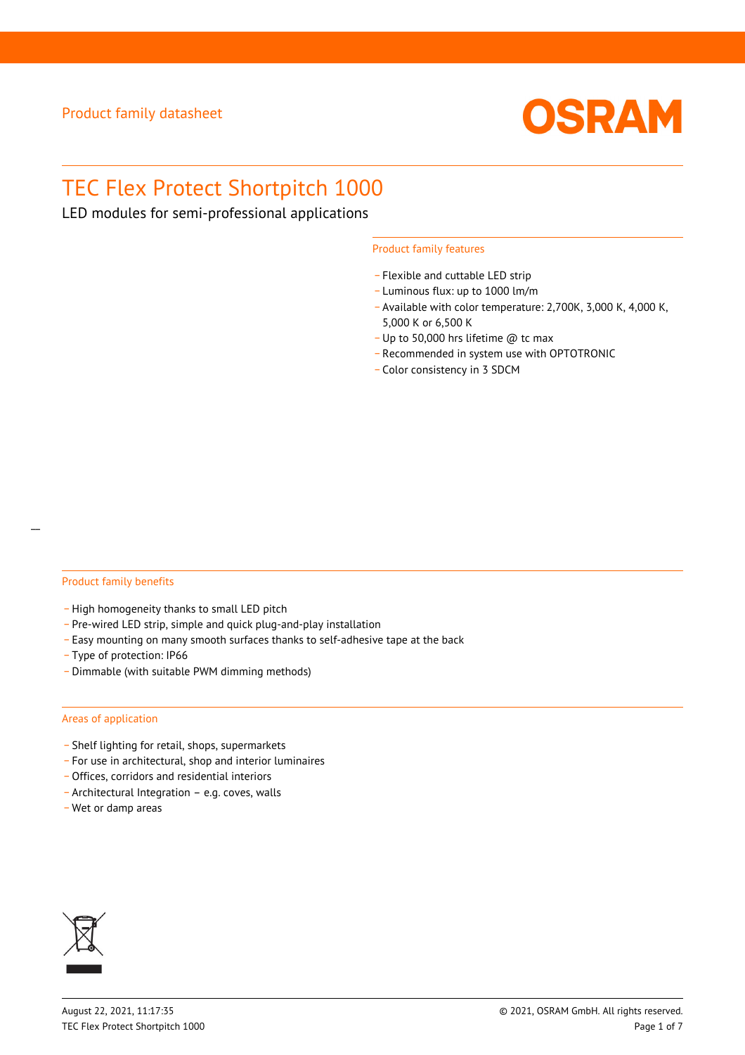Product family datasheet

# TEC Flex Protect Shortpitch 1000

LED modules for semi-professional applications

## Product family features

- Flexible and cuttable LED strip
- Luminous flux: up to 1000 lm/m
- Available with color temperature: 2,700K, 3,000 K, 4,000 K, 5,000 K or 6,500 K
- Up to 50,000 hrs lifetime @ tc max
- Recommended in system use with OPTOTRONIC
- Color consistency in 3 SDCM

## Product family benefits

- High homogeneity thanks to small LED pitch
- Pre-wired LED strip, simple and quick plug-and-play installation
- Easy mounting on many smooth surfaces thanks to self-adhesive tape at the back
- Type of protection: IP66
- Dimmable (with suitable PWM dimming methods)

## Areas of application

- Shelf lighting for retail, shops, supermarkets
- For use in architectural, shop and interior luminaires
- Offices, corridors and residential interiors
- Architectural Integration – e.g. coves, walls
- Wet or damp areas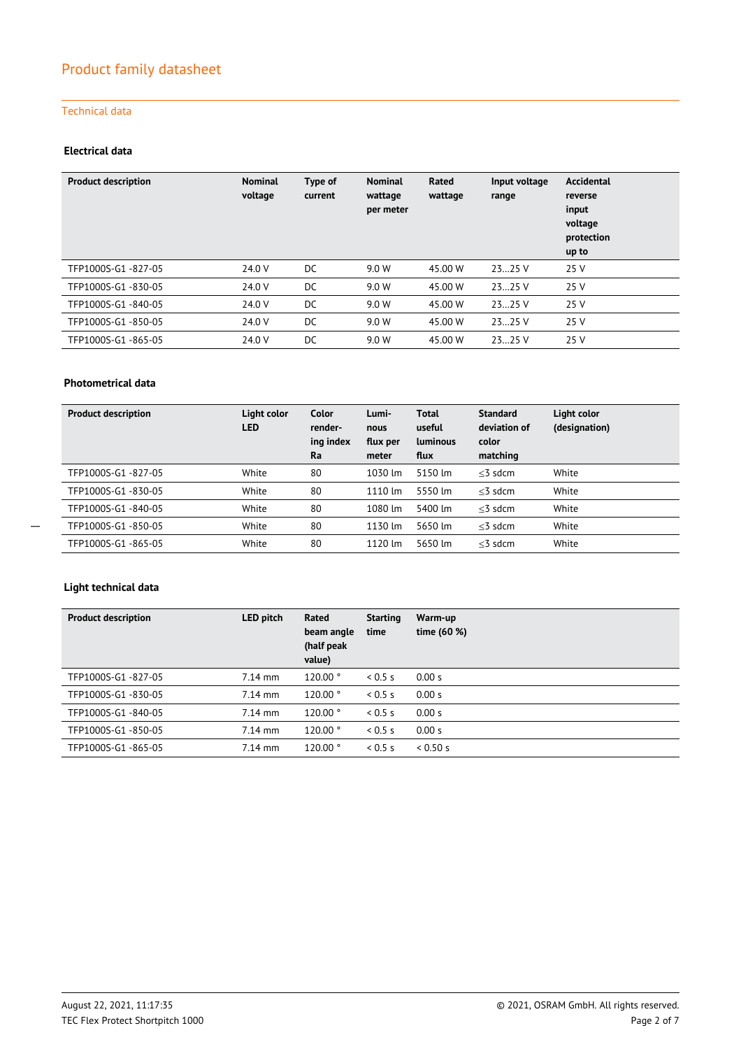# Product family datasheet

## Technical data

### Electrical data

| Product description | Nominal voltage | Type of current | Nominal wattage per meter | Rated wattage | Input voltage range | Accidental reverse input voltage protection up to |
|---|---|---|---|---|---|---|
| TFP1000S-G1 -827-05 | 24.0 V | DC | 9.0 W | 45.00 W | 23…25 V | 25 V |
| TFP1000S-G1 -830-05 | 24.0 V | DC | 9.0 W | 45.00 W | 23…25 V | 25 V |
| TFP1000S-G1 -840-05 | 24.0 V | DC | 9.0 W | 45.00 W | 23…25 V | 25 V |
| TFP1000S-G1 -850-05 | 24.0 V | DC | 9.0 W | 45.00 W | 23…25 V | 25 V |
| TFP1000S-G1 -865-05 | 24.0 V | DC | 9.0 W | 45.00 W | 23…25 V | 25 V |

### Photometrical data

| Product description | Light color LED | Color rendering index Ra | Luminous flux per meter | Total useful luminous flux | Standard deviation of color matching | Light color (designation) |
|---|---|---|---|---|---|---|
| TFP1000S-G1 -827-05 | White | 80 | 1030 lm | 5150 lm | ≤3 sdcm | White |
| TFP1000S-G1 -830-05 | White | 80 | 1110 lm | 5550 lm | ≤3 sdcm | White |
| TFP1000S-G1 -840-05 | White | 80 | 1080 lm | 5400 lm | ≤3 sdcm | White |
| TFP1000S-G1 -850-05 | White | 80 | 1130 lm | 5650 lm | ≤3 sdcm | White |
| TFP1000S-G1 -865-05 | White | 80 | 1120 lm | 5650 lm | ≤3 sdcm | White |

### Light technical data

| Product description | LED pitch | Rated beam angle (half peak value) | Starting time | Warm-up time (60 %) |
|---|---|---|---|---|
| TFP1000S-G1 -827-05 | 7.14 mm | 120.00 ° | < 0.5 s | 0.00 s |
| TFP1000S-G1 -830-05 | 7.14 mm | 120.00 ° | < 0.5 s | 0.00 s |
| TFP1000S-G1 -840-05 | 7.14 mm | 120.00 ° | < 0.5 s | 0.00 s |
| TFP1000S-G1 -850-05 | 7.14 mm | 120.00 ° | < 0.5 s | 0.00 s |
| TFP1000S-G1 -865-05 | 7.14 mm | 120.00 ° | < 0.5 s | < 0.50 s |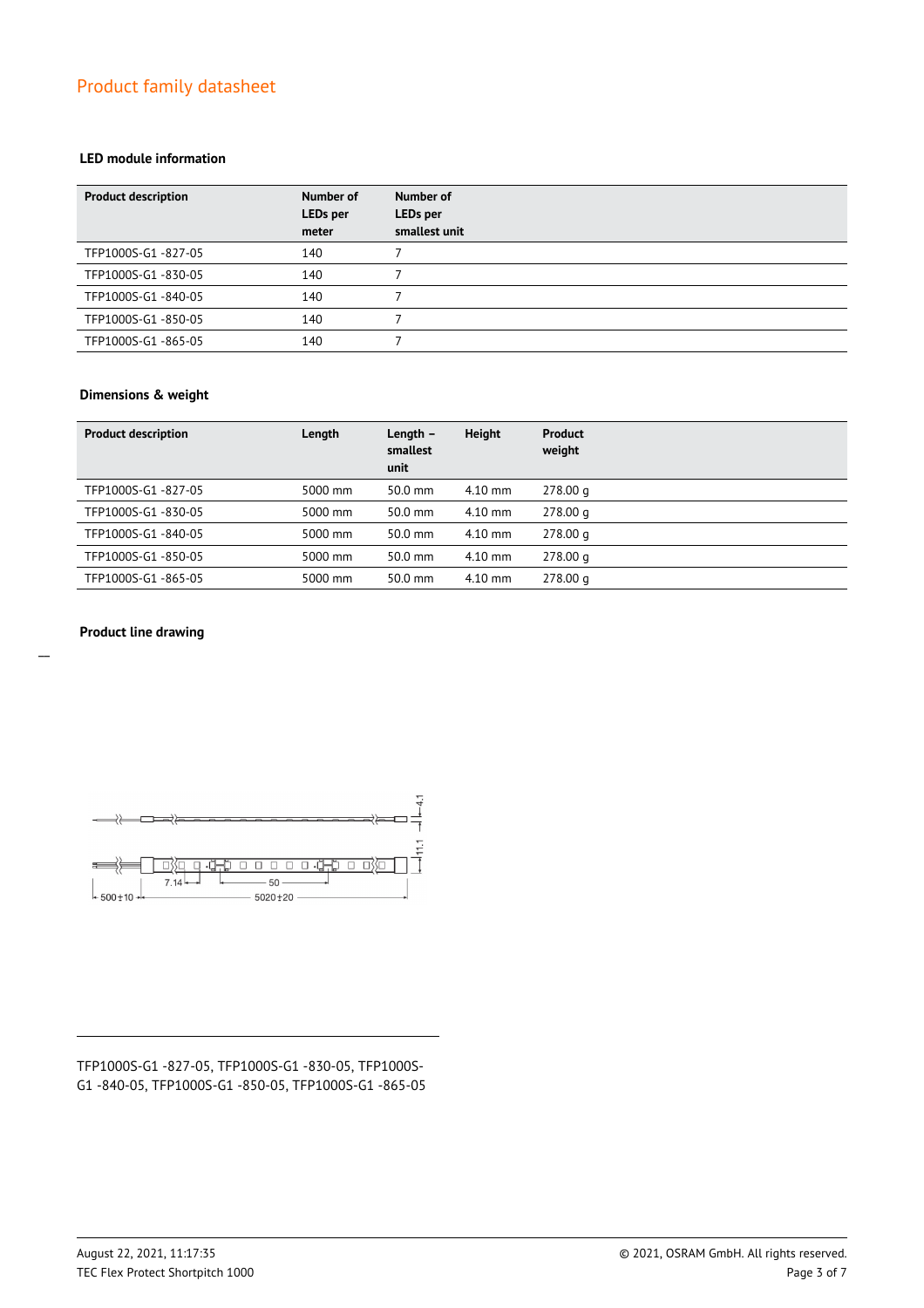Product family datasheet

### LED module information

| Product description | Number of LEDs per meter | Number of LEDs per smallest unit |
|---|---|---|
| TFP1000S-G1 -827-05 | 140 | 7 |
| TFP1000S-G1 -830-05 | 140 | 7 |
| TFP1000S-G1 -840-05 | 140 | 7 |
| TFP1000S-G1 -850-05 | 140 | 7 |
| TFP1000S-G1 -865-05 | 140 | 7 |

### Dimensions & weight

| Product description | Length | Length – smallest unit | Height | Product weight |
|---|---|---|---|---|
| TFP1000S-G1 -827-05 | 5000 mm | 50.0 mm | 4.10 mm | 278.00 g |
| TFP1000S-G1 -830-05 | 5000 mm | 50.0 mm | 4.10 mm | 278.00 g |
| TFP1000S-G1 -840-05 | 5000 mm | 50.0 mm | 4.10 mm | 278.00 g |
| TFP1000S-G1 -850-05 | 5000 mm | 50.0 mm | 4.10 mm | 278.00 g |
| TFP1000S-G1 -865-05 | 5000 mm | 50.0 mm | 4.10 mm | 278.00 g |

### Product line drawing

TFP1000S-G1 -827-05, TFP1000S-G1 -830-05, TFP1000S-G1 -840-05, TFP1000S-G1 -850-05, TFP1000S-G1 -865-05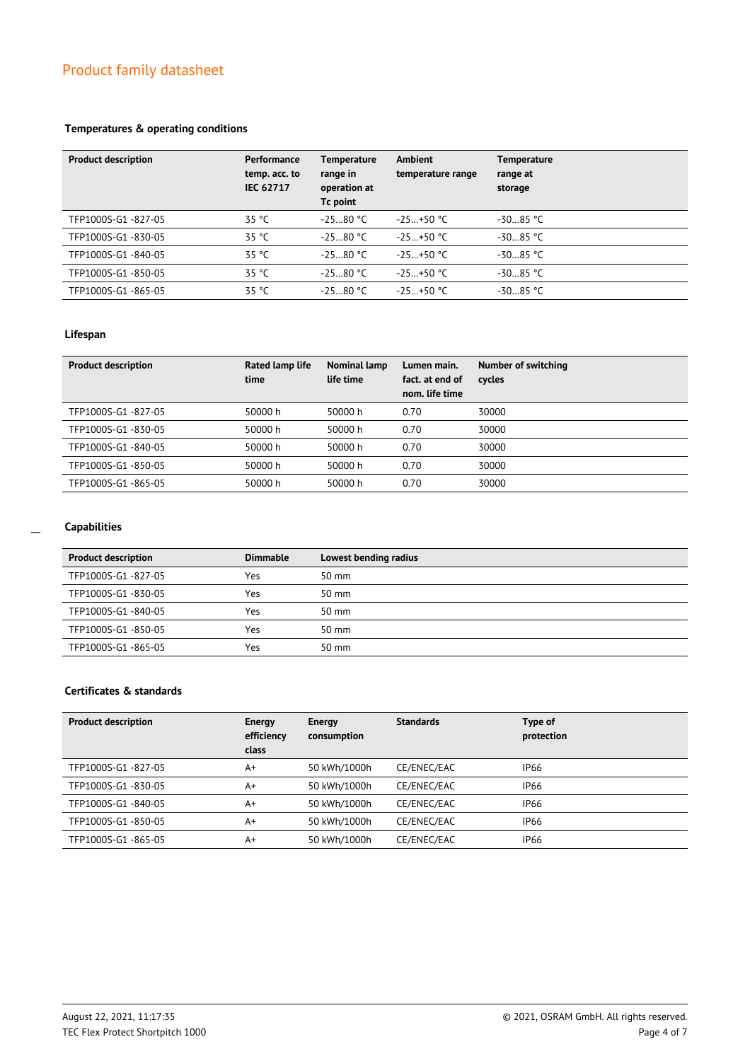## Temperatures & operating conditions

| Product description | Performance temp. acc. to IEC 62717 | Temperature range in operation at Tc point | Ambient temperature range | Temperature range at storage |
|---|---|---|---|---|
| TFP1000S-G1 -827-05 | 35 °C | -25…80 °C | -25…+50 °C | -30…85 °C |
| TFP1000S-G1 -830-05 | 35 °C | -25…80 °C | -25…+50 °C | -30…85 °C |
| TFP1000S-G1 -840-05 | 35 °C | -25…80 °C | -25…+50 °C | -30…85 °C |
| TFP1000S-G1 -850-05 | 35 °C | -25…80 °C | -25…+50 °C | -30…85 °C |
| TFP1000S-G1 -865-05 | 35 °C | -25…80 °C | -25…+50 °C | -30…85 °C |

## Lifespan

| Product description | Rated lamp life time | Nominal lamp life time | Lumen main. fact. at end of nom. life time | Number of switching cycles |
|---|---|---|---|---|
| TFP1000S-G1 -827-05 | 50000 h | 50000 h | 0.70 | 30000 |
| TFP1000S-G1 -830-05 | 50000 h | 50000 h | 0.70 | 30000 |
| TFP1000S-G1 -840-05 | 50000 h | 50000 h | 0.70 | 30000 |
| TFP1000S-G1 -850-05 | 50000 h | 50000 h | 0.70 | 30000 |
| TFP1000S-G1 -865-05 | 50000 h | 50000 h | 0.70 | 30000 |

## Capabilities

| Product description | Dimmable | Lowest bending radius |
|---|---|---|
| TFP1000S-G1 -827-05 | Yes | 50 mm |
| TFP1000S-G1 -830-05 | Yes | 50 mm |
| TFP1000S-G1 -840-05 | Yes | 50 mm |
| TFP1000S-G1 -850-05 | Yes | 50 mm |
| TFP1000S-G1 -865-05 | Yes | 50 mm |

## Certificates & standards

| Product description | Energy efficiency class | Energy consumption | Standards | Type of protection |
|---|---|---|---|---|
| TFP1000S-G1 -827-05 | A+ | 50 kWh/1000h | CE/ENEC/EAC | IP66 |
| TFP1000S-G1 -830-05 | A+ | 50 kWh/1000h | CE/ENEC/EAC | IP66 |
| TFP1000S-G1 -840-05 | A+ | 50 kWh/1000h | CE/ENEC/EAC | IP66 |
| TFP1000S-G1 -850-05 | A+ | 50 kWh/1000h | CE/ENEC/EAC | IP66 |
| TFP1000S-G1 -865-05 | A+ | 50 kWh/1000h | CE/ENEC/EAC | IP66 |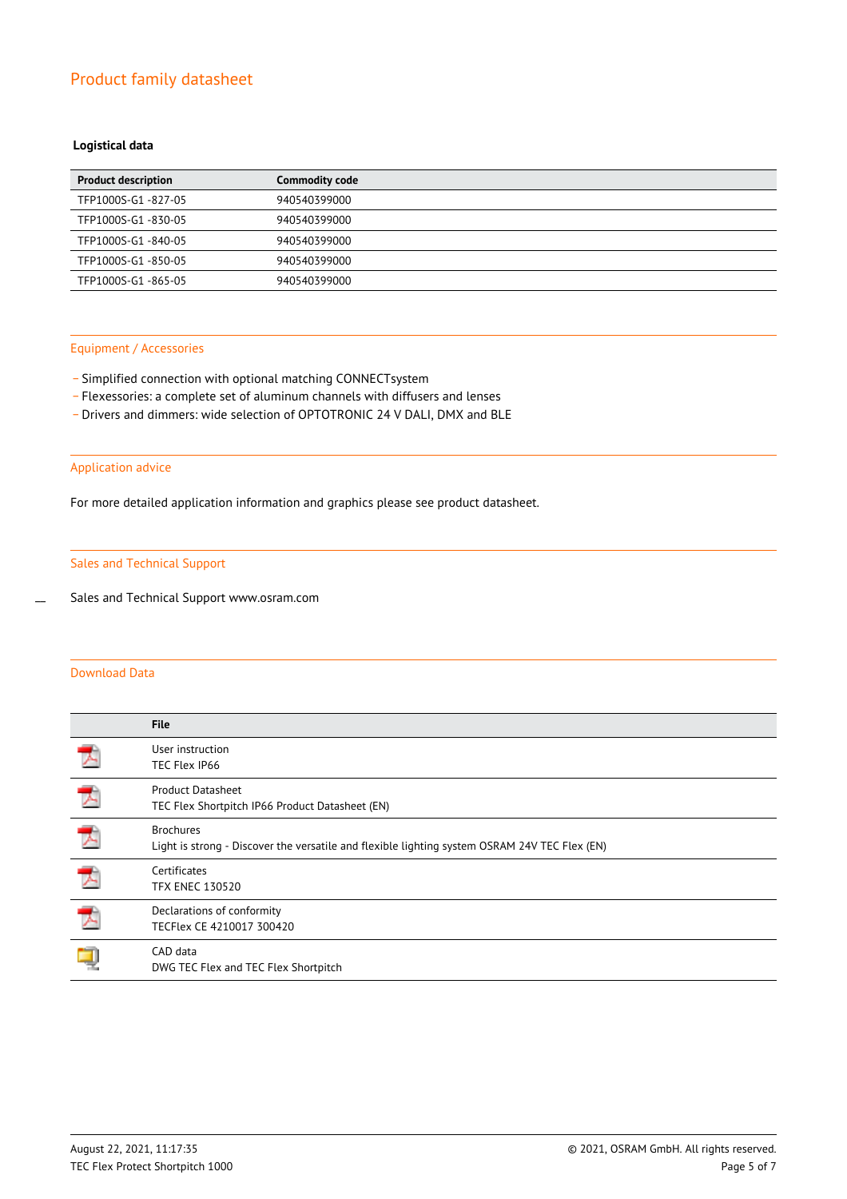### Logistical data

| Product description | Commodity code |
| --- | --- |
| TFP1000S-G1 -827-05 | 940540399000 |
| TFP1000S-G1 -830-05 | 940540399000 |
| TFP1000S-G1 -840-05 | 940540399000 |
| TFP1000S-G1 -850-05 | 940540399000 |
| TFP1000S-G1 -865-05 | 940540399000 |

## Equipment / Accessories

- Simplified connection with optional matching CONNECTsystem
- Flexessories: a complete set of aluminum channels with diffusers and lenses
- Drivers and dimmers: wide selection of OPTOTRONIC 24 V DALI, DMX and BLE

## Application advice

For more detailed application information and graphics please see product datasheet.

## Sales and Technical Support

Sales and Technical Support www.osram.com

## Download Data

| | File |
| --- | --- |
| | User instruction<br>TEC Flex IP66 |
| | Product Datasheet<br>TEC Flex Shortpitch IP66 Product Datasheet (EN) |
| | Brochures<br>Light is strong - Discover the versatile and flexible lighting system OSRAM 24V TEC Flex (EN) |
| | Certificates<br>TFX ENEC 130520 |
| | Declarations of conformity<br>TECFlex CE 4210017 300420 |
| | CAD data<br>DWG TEC Flex and TEC Flex Shortpitch |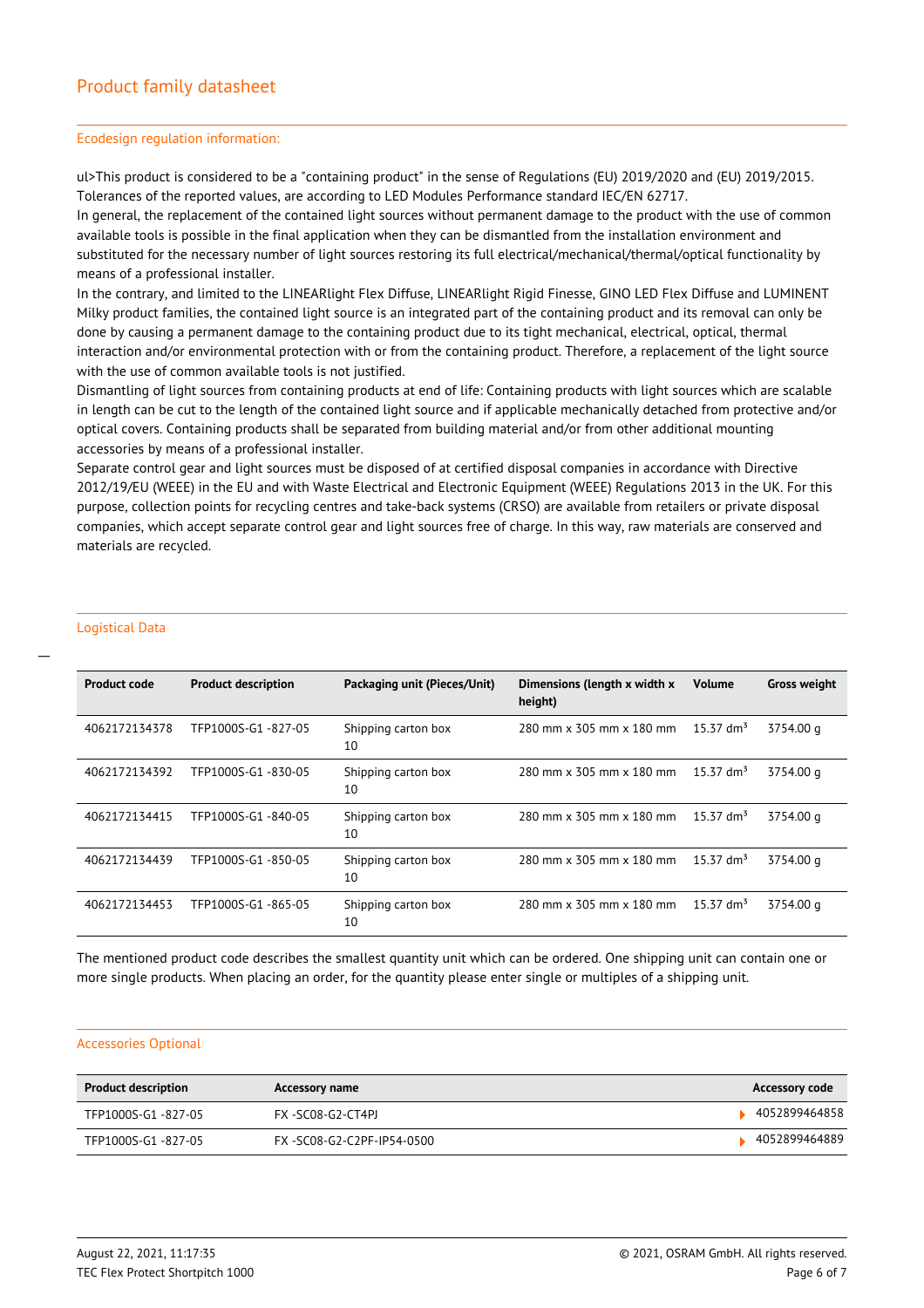## Ecodesign regulation information:

ul>This product is considered to be a "containing product" in the sense of Regulations (EU) 2019/2020 and (EU) 2019/2015. Tolerances of the reported values, are according to LED Modules Performance standard IEC/EN 62717.
In general, the replacement of the contained light sources without permanent damage to the product with the use of common available tools is possible in the final application when they can be dismantled from the installation environment and substituted for the necessary number of light sources restoring its full electrical/mechanical/thermal/optical functionality by means of a professional installer.
In the contrary, and limited to the LINEARlight Flex Diffuse, LINEARlight Rigid Finesse, GINO LED Flex Diffuse and LUMINENT Milky product families, the contained light source is an integrated part of the containing product and its removal can only be done by causing a permanent damage to the containing product due to its tight mechanical, electrical, optical, thermal interaction and/or environmental protection with or from the containing product. Therefore, a replacement of the light source with the use of common available tools is not justified.
Dismantling of light sources from containing products at end of life: Containing products with light sources which are scalable in length can be cut to the length of the contained light source and if applicable mechanically detached from protective and/or optical covers. Containing products shall be separated from building material and/or from other additional mounting accessories by means of a professional installer.
Separate control gear and light sources must be disposed of at certified disposal companies in accordance with Directive 2012/19/EU (WEEE) in the EU and with Waste Electrical and Electronic Equipment (WEEE) Regulations 2013 in the UK. For this purpose, collection points for recycling centres and take-back systems (CRSO) are available from retailers or private disposal companies, which accept separate control gear and light sources free of charge. In this way, raw materials are conserved and materials are recycled.

## Logistical Data

| Product code | Product description | Packaging unit (Pieces/Unit) | Dimensions (length x width x height) | Volume | Gross weight |
|---|---|---|---|---|---|
| 4062172134378 | TFP1000S-G1 -827-05 | Shipping carton box 10 | 280 mm x 305 mm x 180 mm | 15.37 dm³ | 3754.00 g |
| 4062172134392 | TFP1000S-G1 -830-05 | Shipping carton box 10 | 280 mm x 305 mm x 180 mm | 15.37 dm³ | 3754.00 g |
| 4062172134415 | TFP1000S-G1 -840-05 | Shipping carton box 10 | 280 mm x 305 mm x 180 mm | 15.37 dm³ | 3754.00 g |
| 4062172134439 | TFP1000S-G1 -850-05 | Shipping carton box 10 | 280 mm x 305 mm x 180 mm | 15.37 dm³ | 3754.00 g |
| 4062172134453 | TFP1000S-G1 -865-05 | Shipping carton box 10 | 280 mm x 305 mm x 180 mm | 15.37 dm³ | 3754.00 g |

The mentioned product code describes the smallest quantity unit which can be ordered. One shipping unit can contain one or more single products. When placing an order, for the quantity please enter single or multiples of a shipping unit.

## Accessories Optional

| Product description | Accessory name | Accessory code |
|---|---|---|
| TFP1000S-G1 -827-05 | FX -SC08-G2-CT4PJ | 4052899464858 |
| TFP1000S-G1 -827-05 | FX -SC08-G2-C2PF-IP54-0500 | 4052899464889 |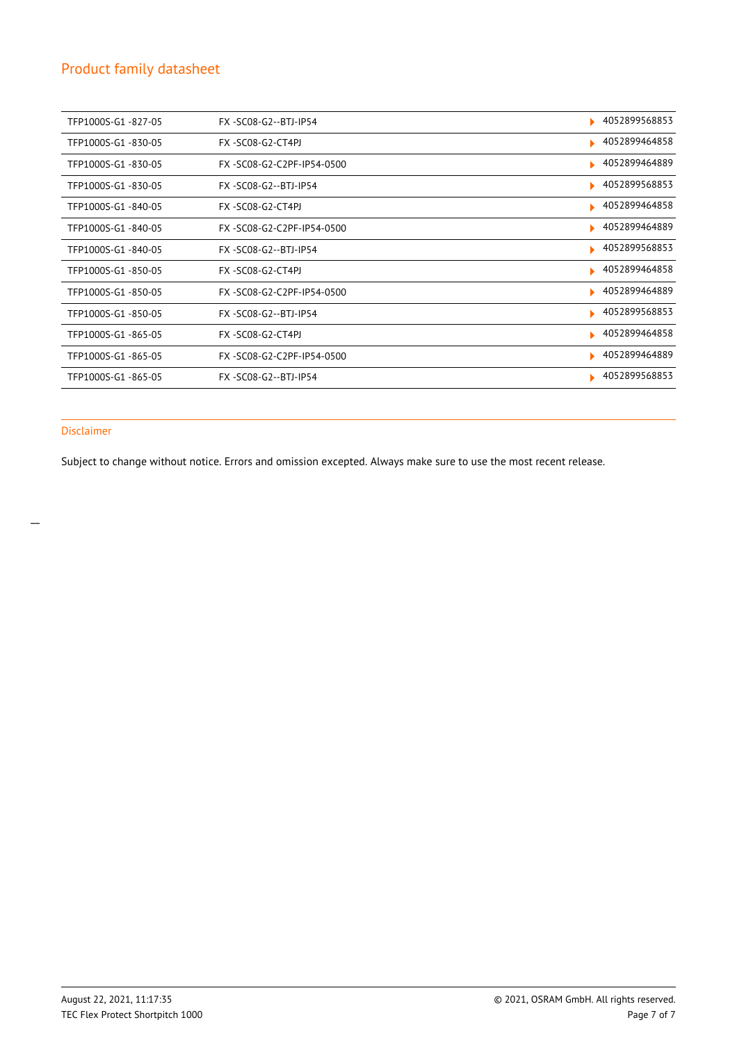| | | |
|---|---|---|
| TFP1000S-G1 -827-05 | FX -SC08-G2--BTJ-IP54 | 4052899568853 |
| TFP1000S-G1 -830-05 | FX -SC08-G2-CT4PJ | 4052899464858 |
| TFP1000S-G1 -830-05 | FX -SC08-G2-C2PF-IP54-0500 | 4052899464889 |
| TFP1000S-G1 -830-05 | FX -SC08-G2--BTJ-IP54 | 4052899568853 |
| TFP1000S-G1 -840-05 | FX -SC08-G2-CT4PJ | 4052899464858 |
| TFP1000S-G1 -840-05 | FX -SC08-G2-C2PF-IP54-0500 | 4052899464889 |
| TFP1000S-G1 -840-05 | FX -SC08-G2--BTJ-IP54 | 4052899568853 |
| TFP1000S-G1 -850-05 | FX -SC08-G2-CT4PJ | 4052899464858 |
| TFP1000S-G1 -850-05 | FX -SC08-G2-C2PF-IP54-0500 | 4052899464889 |
| TFP1000S-G1 -850-05 | FX -SC08-G2--BTJ-IP54 | 4052899568853 |
| TFP1000S-G1 -865-05 | FX -SC08-G2-CT4PJ | 4052899464858 |
| TFP1000S-G1 -865-05 | FX -SC08-G2-C2PF-IP54-0500 | 4052899464889 |
| TFP1000S-G1 -865-05 | FX -SC08-G2--BTJ-IP54 | 4052899568853 |

## Disclaimer

Subject to change without notice. Errors and omission excepted. Always make sure to use the most recent release.